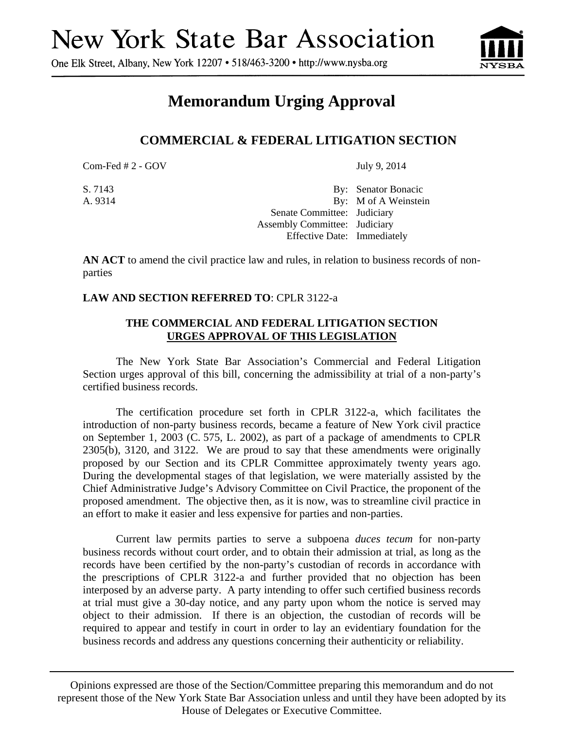# New York State Bar Association

One Elk Street, Albany, New York 12207 • 518/463-3200 • http://www.nysba.org

## Memorandum Urging Approval

### COMMERCIAL & FEDERAL LITIGATION SECTION

Com-Fed # 2 - GOV — July 9, 2014

S. 7143 — By: Senator Bonacic
A. 9314 — By: M of A Weinstein
Senate Committee: Judiciary
Assembly Committee: Judiciary
Effective Date: Immediately

**AN ACT** to amend the civil practice law and rules, in relation to business records of non-parties

**LAW AND SECTION REFERRED TO**: CPLR 3122-a

**THE COMMERCIAL AND FEDERAL LITIGATION SECTION**
**URGES APPROVAL OF THIS LEGISLATION**

The New York State Bar Association's Commercial and Federal Litigation Section urges approval of this bill, concerning the admissibility at trial of a non-party's certified business records.

The certification procedure set forth in CPLR 3122-a, which facilitates the introduction of non-party business records, became a feature of New York civil practice on September 1, 2003 (C. 575, L. 2002), as part of a package of amendments to CPLR 2305(b), 3120, and 3122. We are proud to say that these amendments were originally proposed by our Section and its CPLR Committee approximately twenty years ago. During the developmental stages of that legislation, we were materially assisted by the Chief Administrative Judge's Advisory Committee on Civil Practice, the proponent of the proposed amendment. The objective then, as it is now, was to streamline civil practice in an effort to make it easier and less expensive for parties and non-parties.

Current law permits parties to serve a subpoena *duces tecum* for non-party business records without court order, and to obtain their admission at trial, as long as the records have been certified by the non-party's custodian of records in accordance with the prescriptions of CPLR 3122-a and further provided that no objection has been interposed by an adverse party. A party intending to offer such certified business records at trial must give a 30-day notice, and any party upon whom the notice is served may object to their admission. If there is an objection, the custodian of records will be required to appear and testify in court in order to lay an evidentiary foundation for the business records and address any questions concerning their authenticity or reliability.

Opinions expressed are those of the Section/Committee preparing this memorandum and do not represent those of the New York State Bar Association unless and until they have been adopted by its House of Delegates or Executive Committee.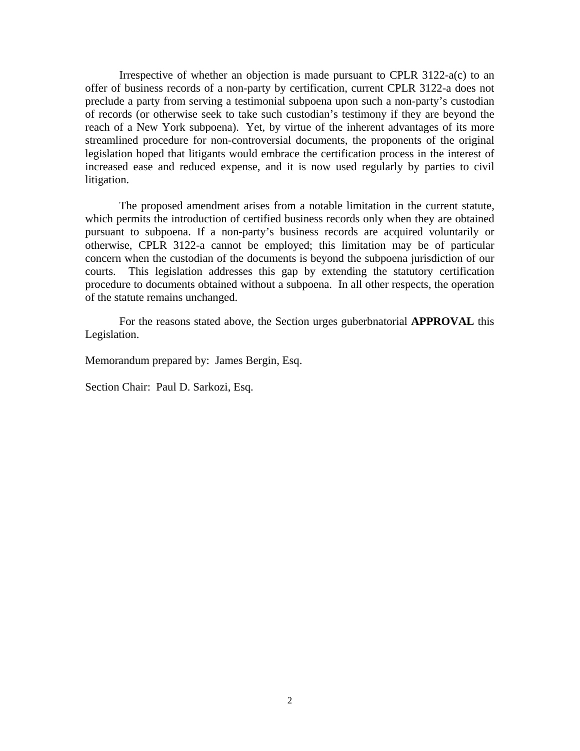Irrespective of whether an objection is made pursuant to CPLR 3122-a(c) to an offer of business records of a non-party by certification, current CPLR 3122-a does not preclude a party from serving a testimonial subpoena upon such a non-party's custodian of records (or otherwise seek to take such custodian's testimony if they are beyond the reach of a New York subpoena). Yet, by virtue of the inherent advantages of its more streamlined procedure for non-controversial documents, the proponents of the original legislation hoped that litigants would embrace the certification process in the interest of increased ease and reduced expense, and it is now used regularly by parties to civil litigation.

The proposed amendment arises from a notable limitation in the current statute, which permits the introduction of certified business records only when they are obtained pursuant to subpoena. If a non-party's business records are acquired voluntarily or otherwise, CPLR 3122-a cannot be employed; this limitation may be of particular concern when the custodian of the documents is beyond the subpoena jurisdiction of our courts. This legislation addresses this gap by extending the statutory certification procedure to documents obtained without a subpoena. In all other respects, the operation of the statute remains unchanged.

For the reasons stated above, the Section urges guberbnatorial **APPROVAL** this Legislation.

Memorandum prepared by: James Bergin, Esq.

Section Chair: Paul D. Sarkozi, Esq.